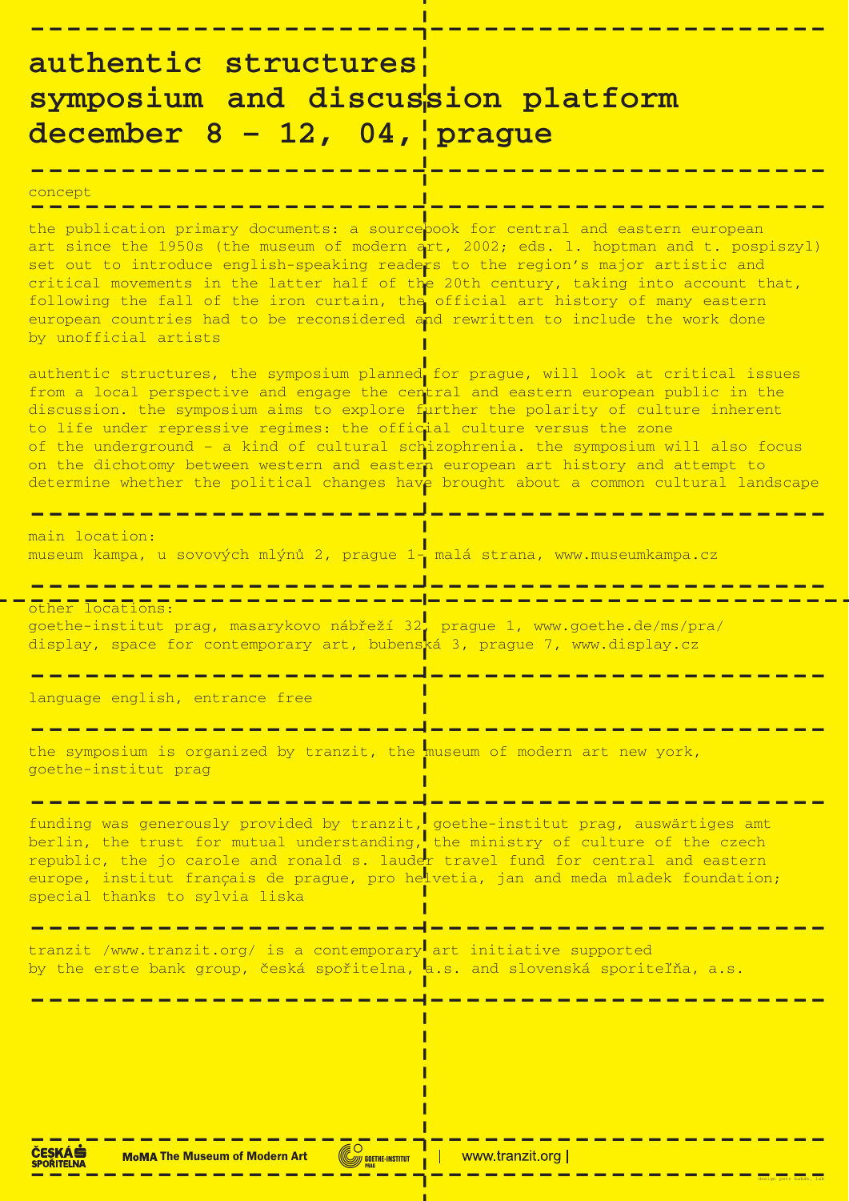# authentic structures
# symposium and discussion platform
# december 8 – 12, 04, prague

concept

the publication primary documents: a sourcebook for central and eastern european art since the 1950s (the museum of modern art, 2002; eds. l. hoptman and t. pospiszyl) set out to introduce english-speaking readers to the region's major artistic and critical movements in the latter half of the 20th century, taking into account that, following the fall of the iron curtain, the official art history of many eastern european countries had to be reconsidered and rewritten to include the work done by unofficial artists

authentic structures, the symposium planned for prague, will look at critical issues from a local perspective and engage the central and eastern european public in the discussion. the symposium aims to explore further the polarity of culture inherent to life under repressive regimes: the official culture versus the zone of the underground – a kind of cultural schizophrenia. the symposium will also focus on the dichotomy between western and eastern european art history and attempt to determine whether the political changes have brought about a common cultural landscape

main location:
museum kampa, u sovových mlýnů 2, prague 1– malá strana, www.museumkampa.cz

other locations:
goethe-institut prag, masarykovo nábřeží 32, prague 1, www.goethe.de/ms/pra/
display, space for contemporary art, bubenská 3, prague 7, www.display.cz

language english, entrance free

the symposium is organized by tranzit, the museum of modern art new york, goethe-institut prag

funding was generously provided by tranzit, goethe-institut prag, auswärtiges amt berlin, the trust for mutual understanding, the ministry of culture of the czech republic, the jo carole and ronald s. lauder travel fund for central and eastern europe, institut français de prague, pro helvetia, jan and meda mladek foundation; special thanks to sylvia liska

tranzit /www.tranzit.org/ is a contemporary art initiative supported by the erste bank group, česká spořitelna, a.s. and slovenská sporiteľňa, a.s.

ČESKÁ SPOŘITELNA | MoMA The Museum of Modern Art | GOETHE-INSTITUT PRAG | www.tranzit.org

design petr babák, lab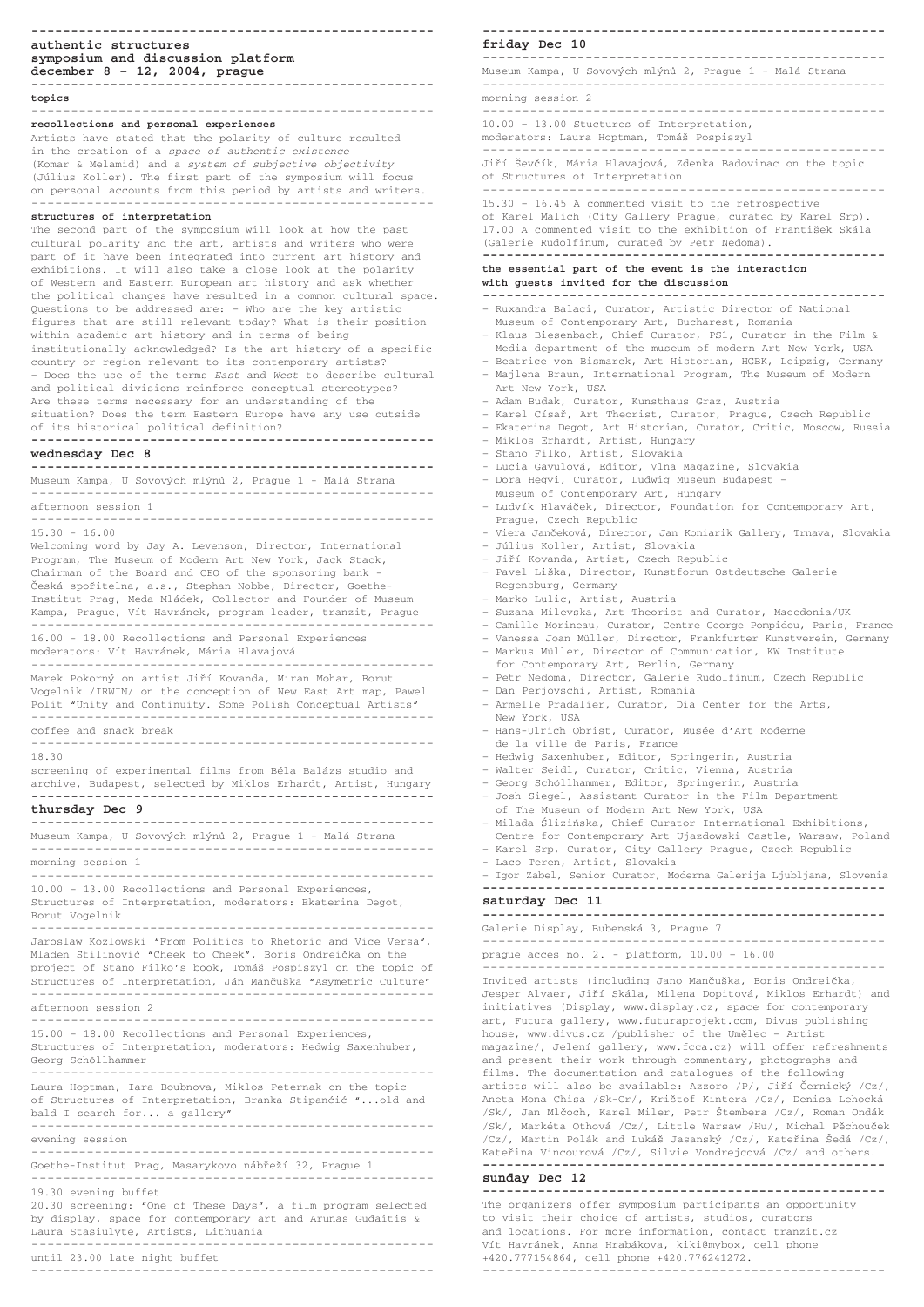# authentic structures
## symposium and discussion platform
## december 8 – 12, 2004, prague

### topics

**recollections and personal experiences**

Artists have stated that the polarity of culture resulted in the creation of a *space of authentic existence* (Komar & Melamid) and a *system of subjective objectivity* (Július Koller). The first part of the symposium will focus on personal accounts from this period by artists and writers.

**structures of interpretation**

The second part of the symposium will look at how the past cultural polarity and the art, artists and writers who were part of it have been integrated into current art history and exhibitions. It will also take a close look at the polarity of Western and Eastern European art history and ask whether the political changes have resulted in a common cultural space. Questions to be addressed are: – Who are the key artistic figures that are still relevant today? What is their position within academic art history and in terms of being institutionally acknowledged? Is the art history of a specific country or region relevant to its contemporary artists?
– Does the use of the terms *East* and *West* to describe cultural and political divisions reinforce conceptual stereotypes? Are these terms necessary for an understanding of the situation? Does the term Eastern Europe have any use outside of its historical political definition?

## wednesday Dec 8

Museum Kampa, U Sovových mlýnů 2, Prague 1 - Malá Strana

afternoon session 1

15.30 – 16.00
Welcoming word by Jay A. Levenson, Director, International Program, The Museum of Modern Art New York, Jack Stack, Chairman of the Board and CEO of the sponsoring bank - Česká spořitelna, a.s., Stephan Nobbe, Director, Goethe-Institut Prag, Meda Mládek, Collector and Founder of Museum Kampa, Prague, Vít Havránek, program leader, tranzit, Prague

16.00 – 18.00 Recollections and Personal Experiences
moderators: Vít Havránek, Mária Hlavajová

Marek Pokorný on artist Jiří Kovanda, Miran Mohar, Borut Vogelnik /IRWIN/ on the conception of New East Art map, Pawel Polit "Unity and Continuity. Some Polish Conceptual Artists"

coffee and snack break

18.30
screening of experimental films from Béla Balázs studio and archive, Budapest, selected by Miklos Erhardt, Artist, Hungary

## thursday Dec 9

Museum Kampa, U Sovových mlýnů 2, Prague 1 - Malá Strana

morning session 1

10.00 – 13.00 Recollections and Personal Experiences, Structures of Interpretation, moderators: Ekaterina Degot, Borut Vogelnik

Jaroslaw Kozlowski "From Politics to Rhetoric and Vice Versa", Mladen Stilinović "Cheek to Cheek", Boris Ondreička on the project of Stano Filko's book, Tomáš Pospiszyl on the topic of Structures of Interpretation, Ján Mančuška "Asymetric Culture"

afternoon session 2

15.00 – 18.00 Recollections and Personal Experiences, Structures of Interpretation, moderators: Hedwig Saxenhuber, Georg Schöllhammer

Laura Hoptman, Iara Boubnova, Miklos Peternak on the topic of Structures of Interpretation, Branka Stipančić "...old and bald I search for... a gallery"

evening session

Goethe-Institut Prag, Masarykovo nábřeží 32, Prague 1

19.30 evening buffet
20.30 screening: "One of These Days", a film program selected by display, space for contemporary art and Arunas Gudaitis & Laura Stasiulyte, Artists, Lithuania

until 23.00 late night buffet

## friday Dec 10

Museum Kampa, U Sovových mlýnů 2, Prague 1 - Malá Strana

morning session 2

10.00 – 13.00 Stuctures of Interpretation,
moderators: Laura Hoptman, Tomáš Pospiszyl

Jiří Ševčík, Mária Hlavajová, Zdenka Badovinac on the topic of Structures of Interpretation

15.30 – 16.45 A commented visit to the retrospective of Karel Malich (City Gallery Prague, curated by Karel Srp).
17.00 A commented visit to the exhibition of František Skála (Galerie Rudolfinum, curated by Petr Nedoma).

**the essential part of the event is the interaction with guests invited for the discussion**

- Ruxandra Balaci, Curator, Artistic Director of National Museum of Contemporary Art, Bucharest, Romania
- Klaus Biesenbach, Chief Curator, PS1, Curator in the Film & Media department of the museum of modern Art New York, USA
- Beatrice von Bismarck, Art Historian, HGBK, Leipzig, Germany
- Majlena Braun, International Program, The Museum of Modern Art New York, USA
- Adam Budak, Curator, Kunsthaus Graz, Austria
- Karel Císař, Art Theorist, Curator, Prague, Czech Republic
- Ekaterina Degot, Art Historian, Curator, Critic, Moscow, Russia
- Miklos Erhardt, Artist, Hungary
- Stano Filko, Artist, Slovakia
- Lucia Gavulová, Editor, Vlna Magazine, Slovakia
- Dora Hegyi, Curator, Ludwig Museum Budapest – Museum of Contemporary Art, Hungary
- Ludvík Hlaváček, Director, Foundation for Contemporary Art, Prague, Czech Republic
- Viera Jančeková, Director, Jan Koniarik Gallery, Trnava, Slovakia
- Július Koller, Artist, Slovakia
- Jiří Kovanda, Artist, Czech Republic
- Pavel Liška, Director, Kunstforum Ostdeutsche Galerie Regensburg, Germany
- Marko Lulic, Artist, Austria
- Suzana Milevska, Art Theorist and Curator, Macedonia/UK
- Camille Morineau, Curator, Centre George Pompidou, Paris, France
- Vanessa Joan Müller, Director, Frankfurter Kunstverein, Germany
- Markus Müller, Director of Communication, KW Institute for Contemporary Art, Berlin, Germany
- Petr Nedoma, Director, Galerie Rudolfinum, Czech Republic
- Dan Perjovschi, Artist, Romania
- Armelle Pradalier, Curator, Dia Center for the Arts, New York, USA
- Hans-Ulrich Obrist, Curator, Musée d'Art Moderne de la ville de Paris, France
- Hedwig Saxenhuber, Editor, Springerin, Austria
- Walter Seidl, Curator, Critic, Vienna, Austria
- Georg Schöllhammer, Editor, Springerin, Austria
- Josh Siegel, Assistant Curator in the Film Department of The Museum of Modern Art New York, USA
- Milada Ślizińska, Chief Curator International Exhibitions, Centre for Contemporary Art Ujazdowski Castle, Warsaw, Poland
- Karel Srp, Curator, City Gallery Prague, Czech Republic
- Laco Teren, Artist, Slovakia
- Igor Zabel, Senior Curator, Moderna Galerija Ljubljana, Slovenia

## saturday Dec 11

Galerie Display, Bubenská 3, Prague 7

prague acces no. 2. - platform, 10.00 – 16.00

Invited artists (including Jano Mančuška, Boris Ondreička, Jesper Alvaer, Jiří Skála, Milena Dopitová, Miklos Erhardt) and initiatives (Display, www.display.cz, space for contemporary art, Futura gallery, www.futuraprojekt.com, Divus publishing house, www.divus.cz /publisher of the Umělec - Artist magazine/, Jelení gallery, www.fcca.cz) will offer refreshments and present their work through commentary, photographs and films. The documentation and catalogues of the following artists will also be available: Azzoro /P/, Jiří Černický /Cz/, Aneta Mona Chisa /Sk-Cr/, Krištof Kintera /Cz/, Denisa Lehocká /Sk/, Jan Mlčoch, Karel Miler, Petr Štembera /Cz/, Roman Ondák /Sk/, Markéta Othová /Cz/, Little Warsaw /Hu/, Michal Pěchouček /Cz/, Martin Polák and Lukáš Jasanský /Cz/, Kateřina Šedá /Cz/, Kateřina Vincourová /Cz/, Silvie Vondřejcová /Cz/ and others.

## sunday Dec 12

The organizers offer symposium participants an opportunity to visit their choice of artists, studios, curators and locations. For more information, contact tranzit.cz Vít Havránek, Anna Hrabákova, kiki@mybox, cell phone +420.777154864, cell phone +420.776241272.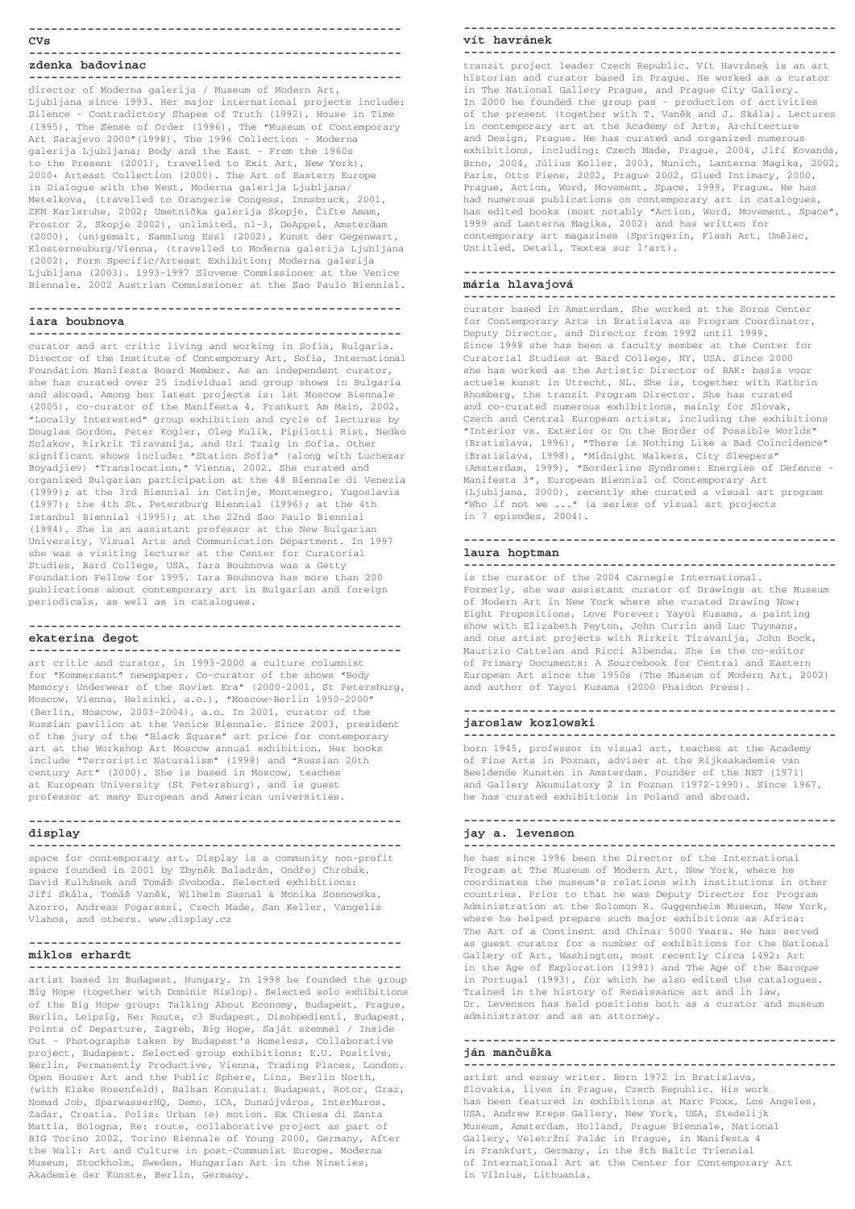## CVs

### zdenka badovinac

director of Moderna galerija / Museum of Modern Art, Ljubljana since 1993. Her major international projects include: Silence - Contradictory Shapes of Truth (1992), House in Time (1995), The Sense of Order (1996), The "Museum of Contemporary Art Sarajevo 2000"(1998). The 1996 Collection - Moderna galerija Ljubljana; Body and the East - From the 1960s to the Present (2001), travelled to Exit Art, New York), 2000+ Arteast Collection (2000). The Art of Eastern Europe in Dialogue with the West, Moderna galerija Ljubljana/ Metelkova, (travelled to Orangerie Congess, Innsbruck, 2001, ZKM Karlsruhe, 2002; Umetnička galerija Skopje, Čifte Amam, Prostor 2, Skopje 2002), unlimited. nl-3, DeAppel, Amsterdam (2000), (un)gemalt, Sammlung Essl (2002), Kunst der Gegenwart, Klosterneuburg/Vienna, (travelled to Moderna galerija Ljubljana (2002), Form Specific/Arteast Exhibition; Moderna galerija Ljubljana (2003). 1993-1997 Slovene Commissioner at the Venice Biennale. 2002 Austrian Commissioner at the Sao Paulo Biennial.

### iara boubnova

curator and art critic living and working in Sofia, Bulgaria. Director of the Institute of Contemporary Art, Sofia, International Foundation Manifesta Board Member. As an independent curator, she has curated over 25 individual and group shows in Bulgaria and abroad. Among her latest projects is: 1st Moscow Biennale (2005), co-curator of the Manifesta 4, Frankurt Am Main, 2002, "Locally Interested" group exhibition and cycle of lectures by Douglas Gordon, Peter Kogler, Oleg Kulik, Pipilotti Rist, Nedko Solakov, Rirkrit Tiravanija, and Uri Tzaig in Sofia. Other significant shows include: "Station Sofia" (along with Luchezar Boyadjiev) "Translocation," Vienna, 2002. She curated and organized Bulgarian participation at the 48 Biennale di Venezia (1999); at the 3rd Biennial in Cetinje, Montenegro, Yugoslavia (1997); the 4th St. Petersburg Biennial (1996); at the 4th Istanbul Biennial (1995); at the 22nd Sao Paulo Biennial (1994). She is an assistant professor at the New Bulgarian University, Visual Arts and Communication Department. In 1997 she was a visiting lecturer at the Center for Curatorial Studies, Bard College, USA. Iara Boubnova was a Getty Foundation Fellow for 1995. Iara Boubnova has more than 200 publications about contemporary art in Bulgarian and foreign periodicals, as well as in catalogues.

### ekaterina degot

art critic and curator, in 1993-2000 a culture columnist for "Kommersant" newspaper. Co-curator of the shows "Body Memory: Underwear of the Soviet Era" (2000-2001, St Petersburg, Moscow, Vienna, Helsinki, a.o.), "Moscow-Berlin 1950-2000" (Berlin, Moscow, 2003-2004), a.o. In 2001, curator of the Russian pavilion at the Venice Biennale. Since 2003, president of the jury of the "Black Square" art price for contemporary art at the Workshop Art Moscow annual exhibition. Her books include "Terroristic Naturalism" (1998) and "Russian 20th century Art" (2000). She is based in Moscow, teaches at European University (St Petersburg), and is guest professor at many European and American universities.

### display

space for contemporary art. Display is a community non-profit space founded in 2001 by Zbyněk Baladrán, Ondřej Chrobák, David Kulhánek and Tomáš Svoboda. Selected exhibitions: Jiří Skála, Tomáš Vaněk, Wilhelm Sasnal & Monika Sosnowska, Azorro, Andreas Fogarassi, Czech Made, San Keller, Vangelis Vlahos, and others. www.display.cz

### miklos erhardt

artist based in Budapest, Hungary. In 1998 he founded the group Big Hope (together with Dominic Hislop). Selected solo exhibitions of the Big Hope group: Talking About Economy, Budapest, Prague, Berlin, Leipzig, Re: Route, c3 Budapest, Disobbedienti, Budapest, Points of Departure, Zagreb, Big Hope, Saját szemmel / Inside Out - Photographs taken by Budapest's Homeless, Collaborative project, Budapest. Selected group exhibitions: E.U. Positive, Berlin, Permanently Productive, Vienna, Trading Places, London. Open House: Art and the Public Sphere, Linz, Berlin North, (with Elske Rosenfeld), Balkan Konsulat: Budapest, Rotor, Graz, Nomad Job, SparwasserHQ, Demo, ICA, Dunaújváros, InterMuros. Zadar, Croatia. Polis: Urban (e) motion. Ex Chiesa di Santa Mattia, Bologna, Re: route, collaborative project as part of BIG Torino 2002, Torino Biennale of Young 2000, Germany, After the Wall: Art and Culture in post-Communist Europe. Moderna Museum, Stockholm, Sweden, Hungarian Art in the Nineties, Akademie der Künste, Berlin, Germany.

### vít havránek

tranzit project leader Czech Republic. Vít Havránek is an art historian and curator based in Prague. He worked as a curator in The National Gallery Prague, and Prague City Gallery. In 2000 he founded the group pas - production of activities of the present (together with T. Vaněk and J. Skála). Lectures in contemporary art at the Academy of Arts, Architecture and Design, Prague. He has curated and organized numerous exhibitions, including: Czech Made, Prague, 2004, Jiří Kovanda, Brno, 2004, Július Koller, 2003, Munich, Lanterna Magika, 2002, Paris, Otto Piene, 2002, Prague 2002, Glued Intimacy, 2000, Prague, Action, Word, Movement, Space, 1999, Prague. He has had numerous publications on contemporary art in catalogues, has edited books (most notably "Action, Word, Movement, Space", 1999 and Lanterna Magika, 2002) and has written for contemporary art magazines (Springerin, Flash Art, Umělec, Untitled, Detail, Textes sur l'art).

### mária hlavajová

curator based in Amsterdam. She worked at the Soros Center for Contemporary Arts in Bratislava as Program Coordinator, Deputy Director, and Director from 1992 until 1999. Since 1998 she has been a faculty member at the Center for Curatorial Studies at Bard College, NY, USA. Since 2000 she has worked as the Artistic Director of BAK: basis voor actuele kunst in Utrecht, NL. She is, together with Kathrin Rhomberg, the tranzit Program Director. She has curated and co-curated numerous exhibitions, mainly for Slovak, Czech and Central European artists, including the exhibitions "Interior vs. Exterior or On the Border of Possible Worlds" (Bratislava, 1996), "There is Nothing Like a Bad Coincidence" (Bratislava, 1998), "Midnight Walkers, City Sleepers" (Amsterdam, 1999), "Borderline Syndrome: Energies of Defence - Manifesta 3", European Biennial of Contemporary Art (Ljubljana, 2000), recently she curated a visual art program "Who if not we ..." (a series of visual art projects in 7 episodes, 2004).

### laura hoptman

is the curator of the 2004 Carnegie International. Formerly, she was assistant curator of Drawings at the Museum of Modern Art in New York where she curated Drawing Now: Eight Propositions, Love Forever: Yayoi Kusama, a painting show with Elizabeth Peyton, John Currin and Luc Tuymans, and one artist projects with Rirkrit Tiravanija, John Bock, Maurizio Cattelan and Ricci Albenda. She is the co-editor of Primary Documents: A Sourcebook for Central and Eastern European Art since the 1950s (The Museum of Modern Art, 2002) and author of Yayoi Kusama (2000 Phaidon Press).

### jaroslaw kozlowski

born 1945, professor in visual art, teaches at the Academy of Fine Arts in Poznan, adviser at the Rijksakademie van Beeldende Kunsten in Amsterdam. Founder of the NET (1971) and Gallery Akumulatory 2 in Poznan (1972-1990). Since 1967, he has curated exhibitions in Poland and abroad.

### jay a. levenson

he has since 1996 been the Director of the International Program at The Museum of Modern Art, New York, where he coordinates the museum's relations with institutions in other countries. Prior to that he was Deputy Director for Program Administration at the Solomon R. Guggenheim Museum, New York, where he helped prepare such major exhibitions as Africa: The Art of a Continent and China: 5000 Years. He has served as guest curator for a number of exhibitions for the National Gallery of Art, Washington, most recently Circa 1492: Art in the Age of Exploration (1991) and The Age of the Baroque in Portugal (1993), for which he also edited the catalogues. Trained in the history of Renaissance art and in law, Dr. Levenson has held positions both as a curator and museum administrator and as an attorney.

### ján mančuška

artist and essay writer. Born 1972 in Bratislava, Slovakia, lives in Prague, Czech Republic. His work has been featured in exhibitions at Marc Foxx, Los Angeles, USA, Andrew Kreps Gallery, New York, USA, Stedelijk Museum, Amsterdam, Holland, Prague Biennale, National Gallery, Veletržní Palác in Prague, in Manifesta 4 in Frankfurt, Germany, in the 8th Baltic Triennial of International Art at the Center for Contemporary Art in Vilnius, Lithuania.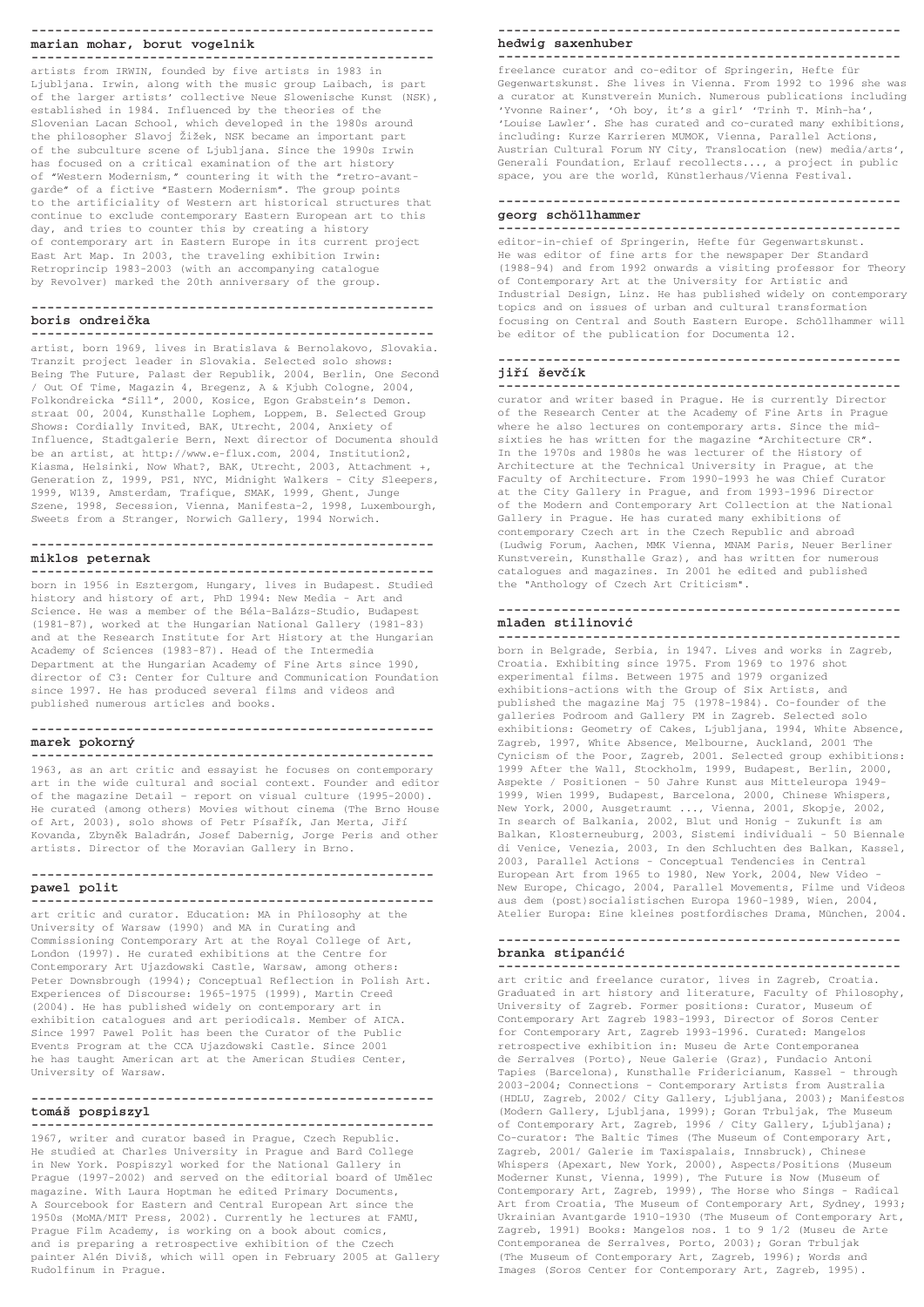## marian mohar, borut vogelnik

artists from IRWIN, founded by five artists in 1983 in Ljubljana. Irwin, along with the music group Laibach, is part of the larger artists' collective Neue Slowenische Kunst (NSK), established in 1984. Influenced by the theories of the Slovenian Lacan School, which developed in the 1980s around the philosopher Slavoj Žižek, NSK became an important part of the subculture scene of Ljubljana. Since the 1990s Irwin has focused on a critical examination of the art history of "Western Modernism," countering it with the "retro-avant-garde" of a fictive "Eastern Modernism". The group points to the artificiality of Western art historical structures that continue to exclude contemporary Eastern European art to this day, and tries to counter this by creating a history of contemporary art in Eastern Europe in its current project East Art Map. In 2003, the traveling exhibition Irwin: Retroprincip 1983-2003 (with an accompanying catalogue by Revolver) marked the 20th anniversary of the group.

## boris ondreička

artist, born 1969, lives in Bratislava & Bernolakovo, Slovakia. Tranzit project leader in Slovakia. Selected solo shows: Being The Future, Palast der Republik, 2004, Berlin, One Second / Out Of Time, Magazin 4, Bregenz, A & Kjubh Cologne, 2004, Folkondreicka "Sill", 2000, Kosice, Egon Grabstein's Demon. straat 00, 2004, Kunsthalle Lophem, Loppem, B. Selected Group Shows: Cordially Invited, BAK, Utrecht, 2004, Anxiety of Influence, Stadtgalerie Bern, Next director of Documenta should be an artist, at http://www.e-flux.com, 2004, Institution2, Kiasma, Helsinki, Now What?, BAK, Utrecht, 2003, Attachment +, Generation Z, 1999, PS1, NYC, Midnight Walkers - City Sleepers, 1999, W139, Amsterdam, Trafique, SMAK, 1999, Ghent, Junge Szene, 1998, Secession, Vienna, Manifesta-2, 1998, Luxembourgh, Sweets from a Stranger, Norwich Gallery, 1994 Norwich.

## miklos peternak

born in 1956 in Esztergom, Hungary, lives in Budapest. Studied history and history of art, PhD 1994: New Media - Art and Science. He was a member of the Béla-Balázs-Studio, Budapest (1981-87), worked at the Hungarian National Gallery (1981-83) and at the Research Institute for Art History at the Hungarian Academy of Sciences (1983-87). Head of the Intermedia Department at the Hungarian Academy of Fine Arts since 1990, director of C3: Center for Culture and Communication Foundation since 1997. He has produced several films and videos and published numerous articles and books.

## marek pokorný

1963, as an art critic and essayist he focuses on contemporary art in the wide cultural and social context. Founder and editor of the magazine Detail - report on visual culture (1995-2000). He curated (among others) Movies without cinema (The Brno House of Art, 2003), solo shows of Petr Písařík, Jan Merta, Jiří Kovanda, Zbyněk Baladrán, Josef Dabernig, Jorge Peris and other artists. Director of the Moravian Gallery in Brno.

## pawel polit

art critic and curator. Education: MA in Philosophy at the University of Warsaw (1990) and MA in Curating and Commissioning Contemporary Art at the Royal College of Art, London (1997). He curated exhibitions at the Centre for Contemporary Art Ujazdowski Castle, Warsaw, among others: Peter Downsbrough (1994); Conceptual Reflection in Polish Art. Experiences of Discourse: 1965-1975 (1999), Martin Creed (2004). He has published widely on contemporary art in exhibition catalogues and art periodicals. Member of AICA. Since 1997 Pawel Polit has been the Curator of the Public Events Program at the CCA Ujazdowski Castle. Since 2001 he has taught American art at the American Studies Center, University of Warsaw.

## tomáš pospiszyl

1967, writer and curator based in Prague, Czech Republic. He studied at Charles University in Prague and Bard College in New York. Pospiszyl worked for the National Gallery in Prague (1997-2002) and served on the editorial board of Umělec magazine. With Laura Hoptman he edited Primary Documents, A Sourcebook for Eastern and Central European Art since the 1950s (MoMA/MIT Press, 2002). Currently he lectures at FAMU, Prague Film Academy, is working on a book about comics, and is preparing a retrospective exhibition of the Czech painter Alén Diviš, which will open in February 2005 at Gallery Rudolfinum in Prague.

## hedwig saxenhuber

freelance curator and co-editor of Springerin, Hefte für Gegenwartskunst. She lives in Vienna. From 1992 to 1996 she was a curator at Kunstverein Munich. Numerous publications including 'Yvonne Rainer', 'Oh boy, it's a girl' 'Trinh T. Minh-ha', 'Louise Lawler'. She has curated and co-curated many exhibitions, including: Kurze Karrieren MUMOK, Vienna, Parallel Actions, Austrian Cultural Forum NY City, Translocation (new) media/arts', Generali Foundation, Erlauf recollects..., a project in public space, you are the world, Künstlerhaus/Vienna Festival.

## georg schöllhammer

editor-in-chief of Springerin, Hefte für Gegenwartskunst. He was editor of fine arts for the newspaper Der Standard (1988-94) and from 1992 onwards a visiting professor for Theory of Contemporary Art at the University for Artistic and Industrial Design, Linz. He has published widely on contemporary topics and on issues of urban and cultural transformation focusing on Central and South Eastern Europe. Schöllhammer will be editor of the publication for Documenta 12.

## jiří ševčík

curator and writer based in Prague. He is currently Director of the Research Center at the Academy of Fine Arts in Prague where he also lectures on contemporary arts. Since the mid-sixties he has written for the magazine "Architecture CR". In the 1970s and 1980s he was lecturer of the History of Architecture at the Technical University in Prague, at the Faculty of Architecture. From 1990-1993 he was Chief Curator at the City Gallery in Prague, and from 1993-1996 Director of the Modern and Contemporary Art Collection at the National Gallery in Prague. He has curated many exhibitions of contemporary Czech art in the Czech Republic and abroad (Ludwig Forum, Aachen, MMK Vienna, MNAM Paris, Neuer Berliner Kunstverein, Kunsthalle Graz), and has written for numerous catalogues and magazines. In 2001 he edited and published the "Anthology of Czech Art Criticism".

## mladen stilinović

born in Belgrade, Serbia, in 1947. Lives and works in Zagreb, Croatia. Exhibiting since 1975. From 1969 to 1976 shot experimental films. Between 1975 and 1979 organized exhibitions-actions with the Group of Six Artists, and published the magazine Maj 75 (1978-1984). Co-founder of the galleries Podroom and Gallery PM in Zagreb. Selected solo exhibitions: Geometry of Cakes, Ljubljana, 1994, White Absence, Zagreb, 1997, White Absence, Melbourne, Auckland, 2001 The Cynicism of the Poor, Zagreb, 2001. Selected group exhibitions: 1999 After the Wall, Stockholm, 1999, Budapest, Berlin, 2000, Aspekte / Positionen - 50 Jahre Kunst aus Mitteleuropa 1949-1999, Wien 1999, Budapest, Barcelona, 2000, Chinese Whispers, New York, 2000, Ausgetraumt ..., Vienna, 2001, Skopje, 2002, In search of Balkania, 2002, Blut und Honig - Zukunft is am Balkan, Klosterneuburg, 2003, Sistemi individuali - 50 Biennale di Venice, Venezia, 2003, In den Schluchten des Balkan, Kassel, 2003, Parallel Actions - Conceptual Tendencies in Central European Art from 1965 to 1980, New York, 2004, New Video - New Europe, Chicago, 2004, Parallel Movements, Filme und Videos aus dem (post)socialistischen Europa 1960-1989, Wien, 2004, Atelier Europa: Eine kleines postfordisches Drama, München, 2004.

## branka stipančić

art critic and freelance curator, lives in Zagreb, Croatia. Graduated in art history and literature, Faculty of Philosophy, University of Zagreb. Former positions: Curator, Museum of Contemporary Art Zagreb 1983-1993, Director of Soros Center for Contemporary Art, Zagreb 1993-1996. Curated: Mangelos retrospective exhibition in: Museu de Arte Contemporanea de Serralves (Porto), Neue Galerie (Graz), Fundacio Antoni Tapies (Barcelona), Kunsthalle Fridericianum, Kassel - through 2003-2004; Connections - Contemporary Artists from Australia (HDLU, Zagreb, 2002/ City Gallery, Ljubljana, 2003); Manifestos (Modern Gallery, Ljubljana, 1999); Goran Trbuljak, The Museum of Contemporary Art, Zagreb, 1996 / City Gallery, Ljubljana); Co-curator: The Baltic Times (The Museum of Contemporary Art, Zagreb, 2001/ Galerie im Taxispalais, Innsbruck), Chinese Whispers (Apexart, New York, 2000), Aspects/Positions (Museum Moderner Kunst, Vienna, 1999), The Future is Now (Museum of Contemporary Art, Zagreb, 1999), The Horse who Sings - Radical Art from Croatia, The Museum of Contemporary Art, Sydney, 1993; Ukrainian Avantgarde 1910-1930 (The Museum of Contemporary Art, Zagreb, 1991) Books: Mangelos nos. 1 to 9 1/2 (Museu de Arte Contemporanea de Serralves, Porto, 2003); Goran Trbuljak (The Museum of Contemporary Art, Zagreb, 1996); Words and Images (Soros Center for Contemporary Art, Zagreb, 1995).